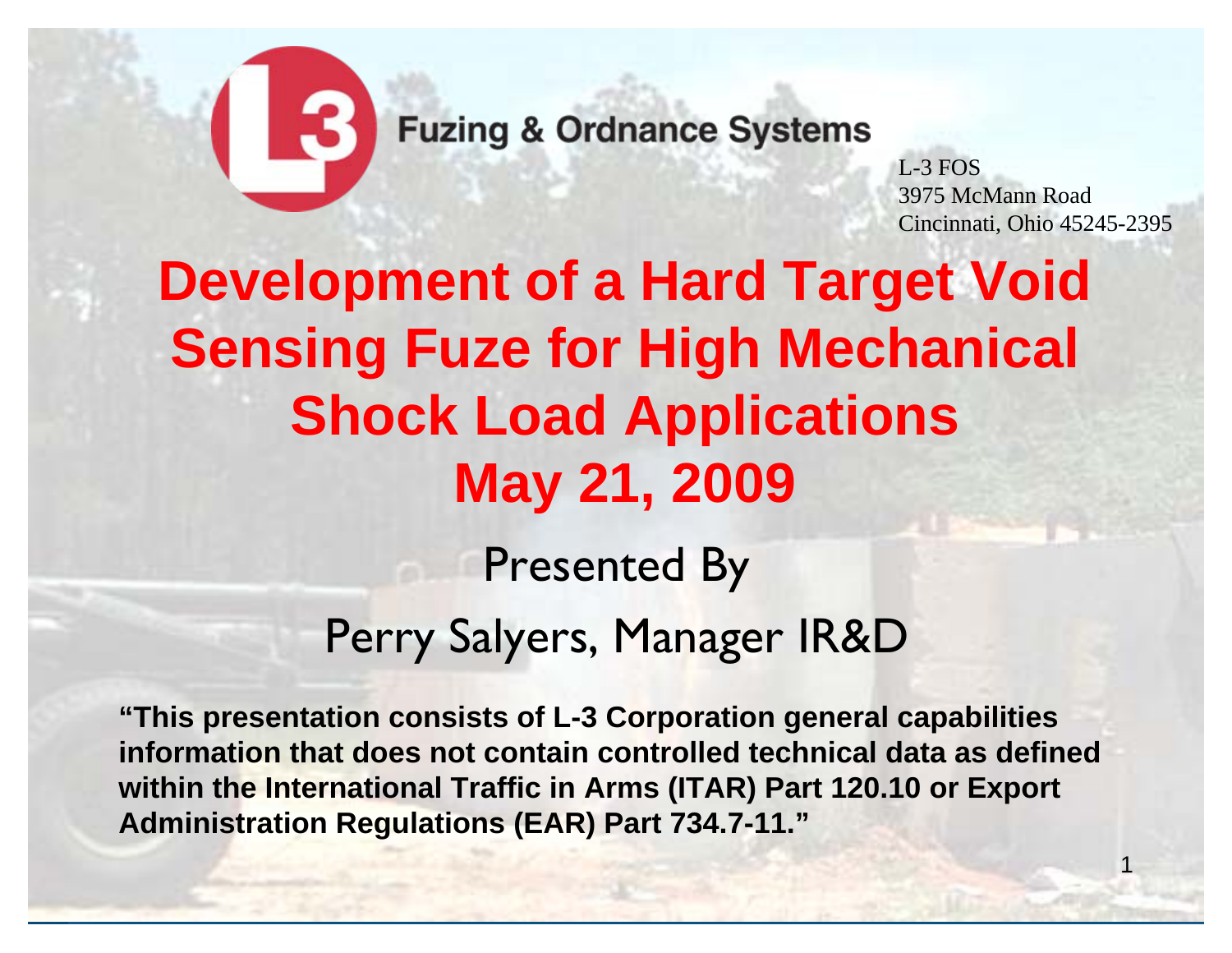Fuzing & Ordnance Systems

L-3 FOS
3975 McMann Road
Cincinnati, Ohio 45245-2395

# Development of a Hard Target Void Sensing Fuze for High Mechanical Shock Load Applications

## May 21, 2009

Presented By

Perry Salyers, Manager IR&D

**"This presentation consists of L-3 Corporation general capabilities information that does not contain controlled technical data as defined within the International Traffic in Arms (ITAR) Part 120.10 or Export Administration Regulations (EAR) Part 734.7-11."**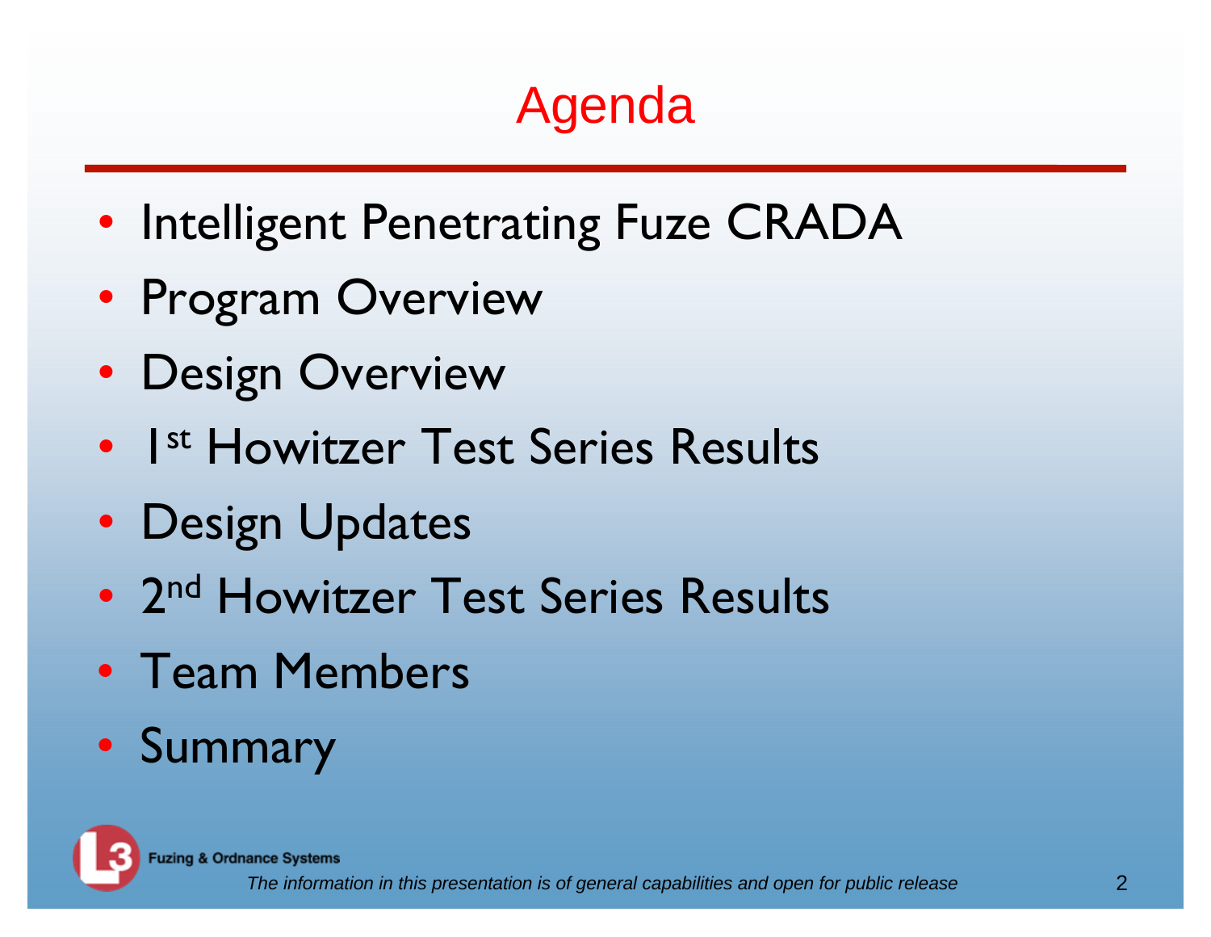# Agenda

- Intelligent Penetrating Fuze CRADA
- Program Overview
- Design Overview
- 1st Howitzer Test Series Results
- Design Updates
- 2nd Howitzer Test Series Results
- Team Members
- Summary

Fuzing & Ordnance Systems

*The information in this presentation is of general capabilities and open for public release*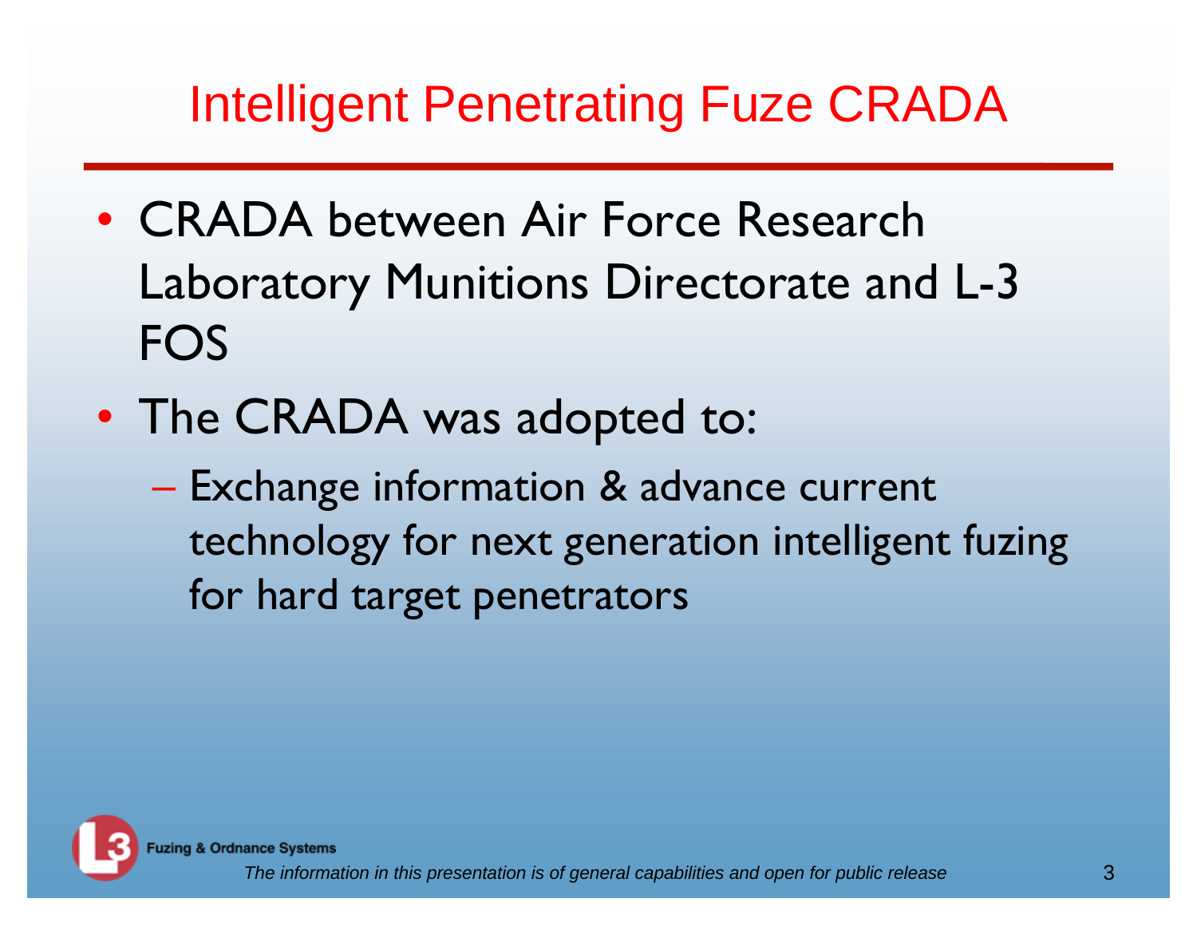# Intelligent Penetrating Fuze CRADA

- CRADA between Air Force Research Laboratory Munitions Directorate and L-3 FOS
- The CRADA was adopted to:
  - Exchange information & advance current technology for next generation intelligent fuzing for hard target penetrators

Fuzing & Ordnance Systems

*The information in this presentation is of general capabilities and open for public release*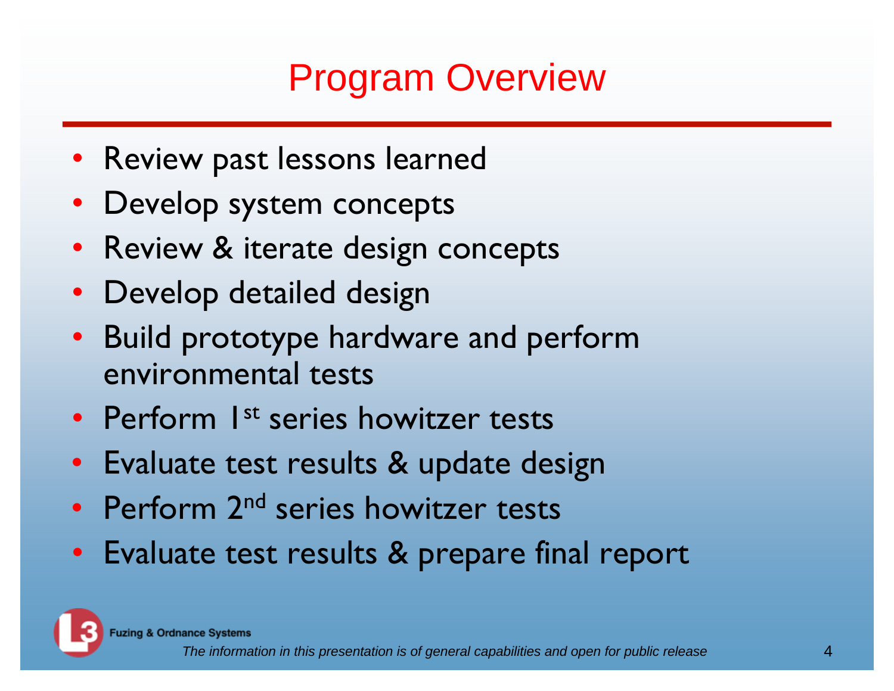# Program Overview

- Review past lessons learned
- Develop system concepts
- Review & iterate design concepts
- Develop detailed design
- Build prototype hardware and perform environmental tests
- Perform 1st series howitzer tests
- Evaluate test results & update design
- Perform 2nd series howitzer tests
- Evaluate test results & prepare final report

Fuzing & Ordnance Systems

*The information in this presentation is of general capabilities and open for public release*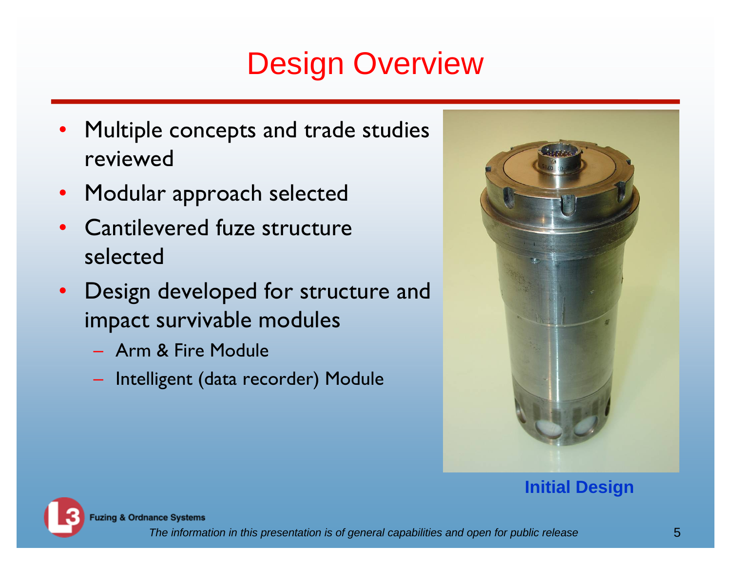# Design Overview

- Multiple concepts and trade studies reviewed
- Modular approach selected
- Cantilevered fuze structure selected
- Design developed for structure and impact survivable modules
  - Arm & Fire Module
  - Intelligent (data recorder) Module

**Initial Design**

Fuzing & Ordnance Systems

*The information in this presentation is of general capabilities and open for public release*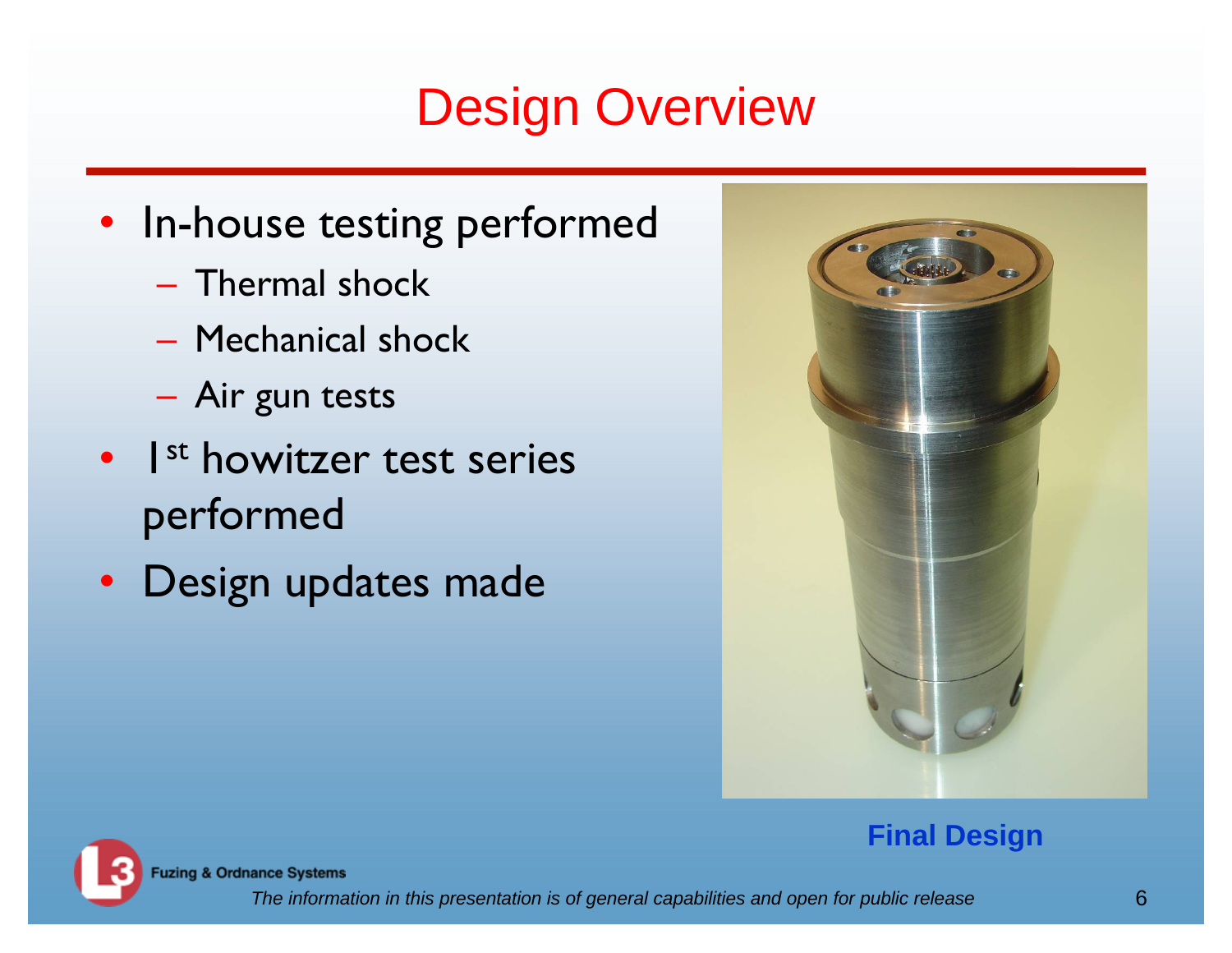# Design Overview

- In-house testing performed
  - Thermal shock
  - Mechanical shock
  - Air gun tests
- 1st howitzer test series performed
- Design updates made

**Final Design**

Fuzing & Ordnance Systems

*The information in this presentation is of general capabilities and open for public release*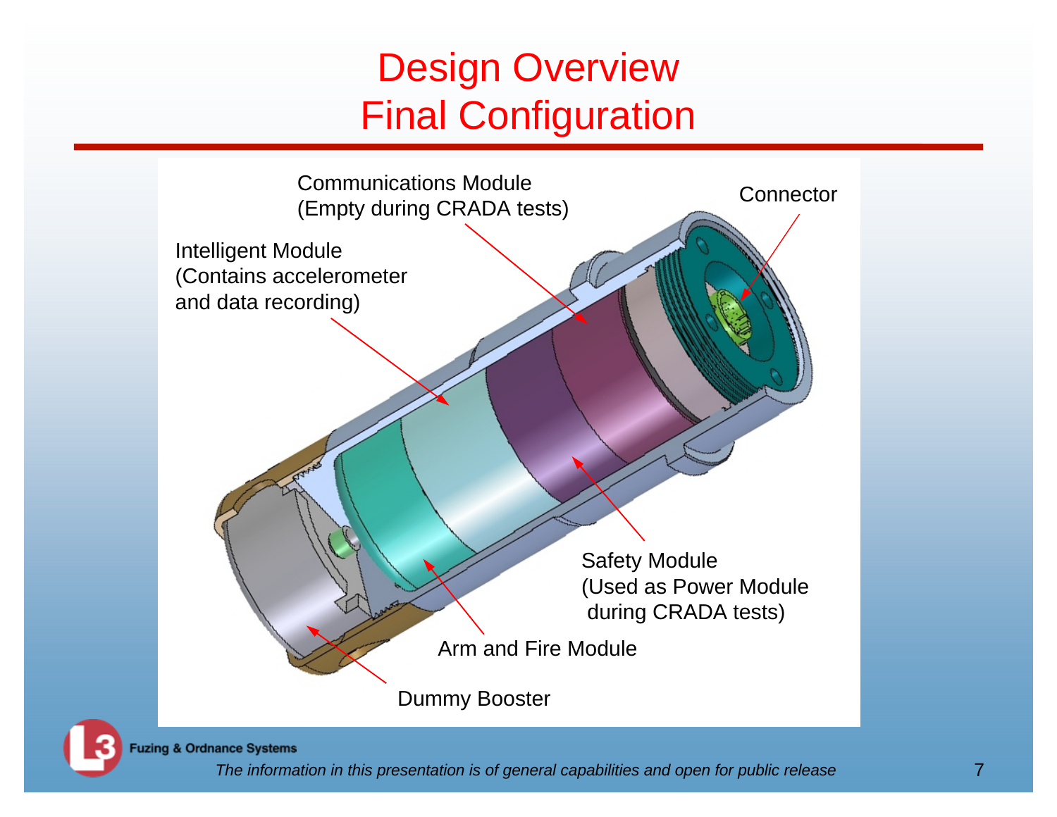# Design Overview
# Final Configuration

Communications Module
(Empty during CRADA tests)

Connector

Intelligent Module
(Contains accelerometer and data recording)

Safety Module
(Used as Power Module during CRADA tests)

Arm and Fire Module

Dummy Booster

Fuzing & Ordnance Systems

*The information in this presentation is of general capabilities and open for public release*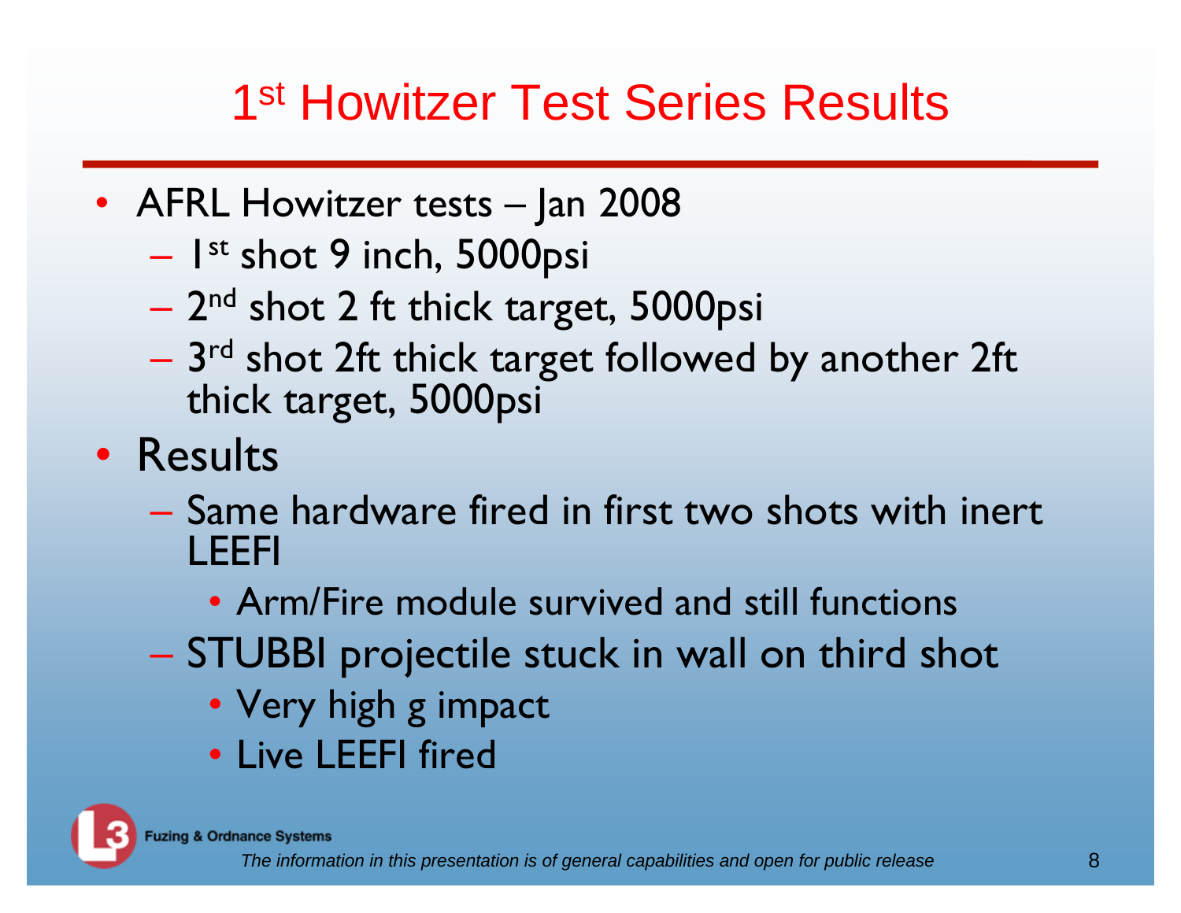# 1st Howitzer Test Series Results

- AFRL Howitzer tests – Jan 2008
  - 1st shot 9 inch, 5000psi
  - 2nd shot 2 ft thick target, 5000psi
  - 3rd shot 2ft thick target followed by another 2ft thick target, 5000psi
- Results
  - Same hardware fired in first two shots with inert LEEFI
    - Arm/Fire module survived and still functions
  - STUBBI projectile stuck in wall on third shot
    - Very high g impact
    - Live LEEFI fired

Fuzing & Ordnance Systems

*The information in this presentation is of general capabilities and open for public release*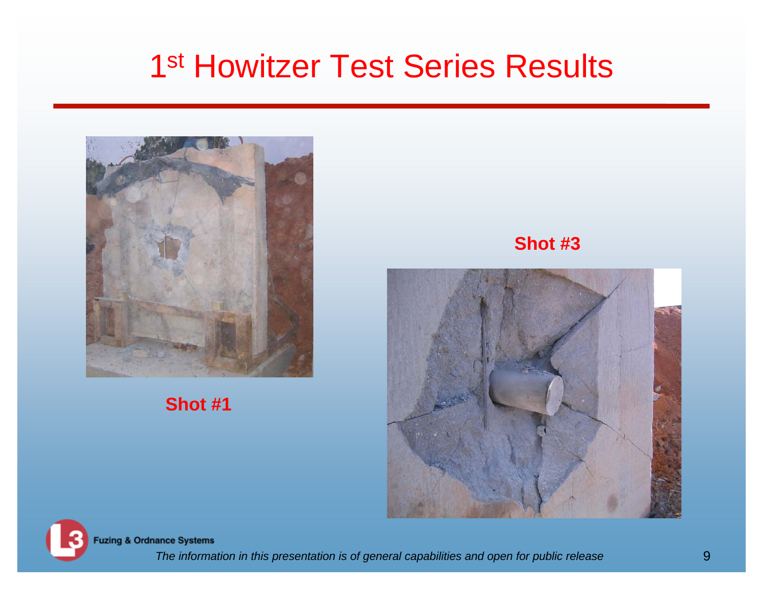# 1st Howitzer Test Series Results

**Shot #1**

**Shot #3**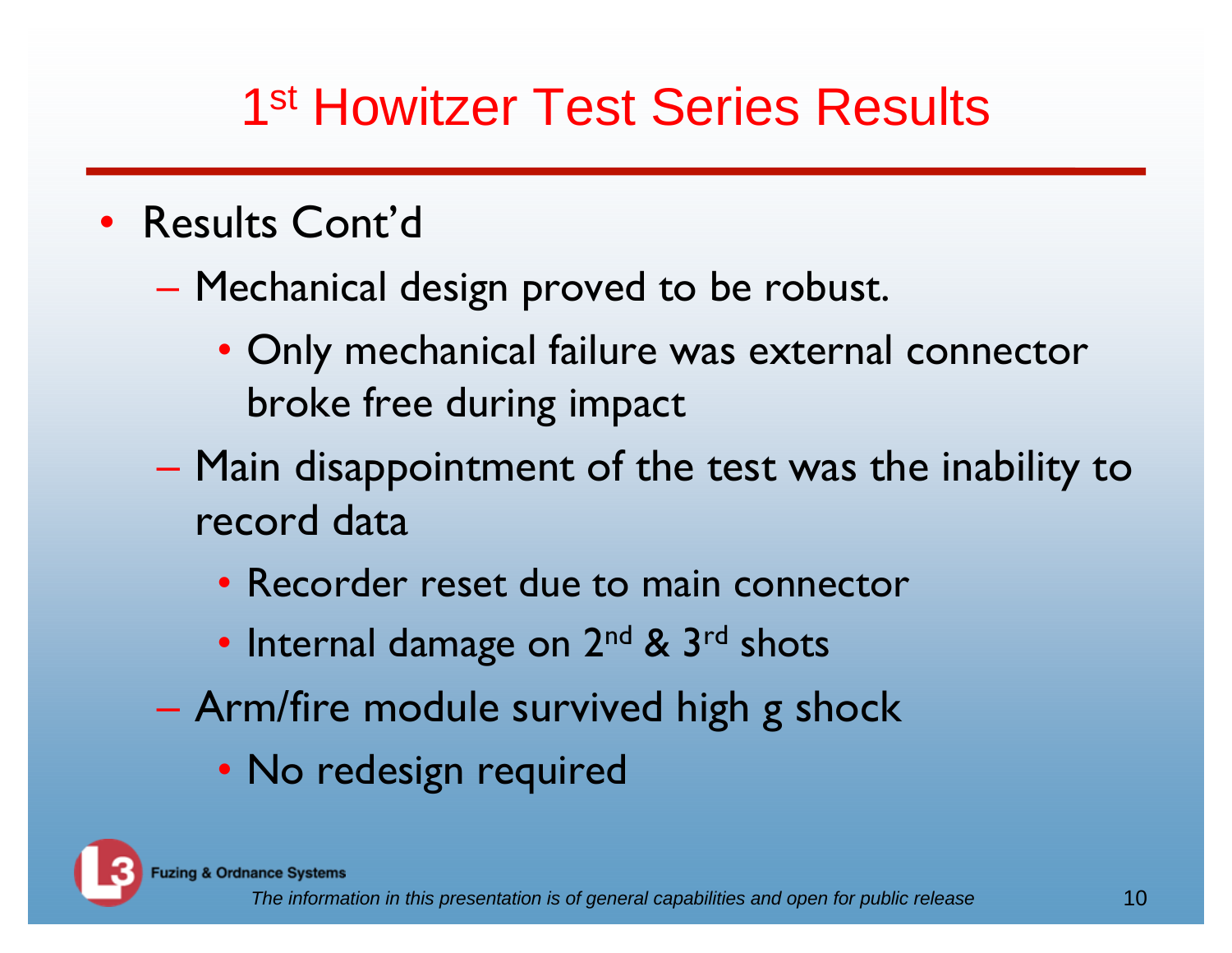# 1st Howitzer Test Series Results

- Results Cont'd
  - Mechanical design proved to be robust.
    - Only mechanical failure was external connector broke free during impact
  - Main disappointment of the test was the inability to record data
    - Recorder reset due to main connector
    - Internal damage on 2nd & 3rd shots
  - Arm/fire module survived high g shock
    - No redesign required

Fuzing & Ordnance Systems

*The information in this presentation is of general capabilities and open for public release*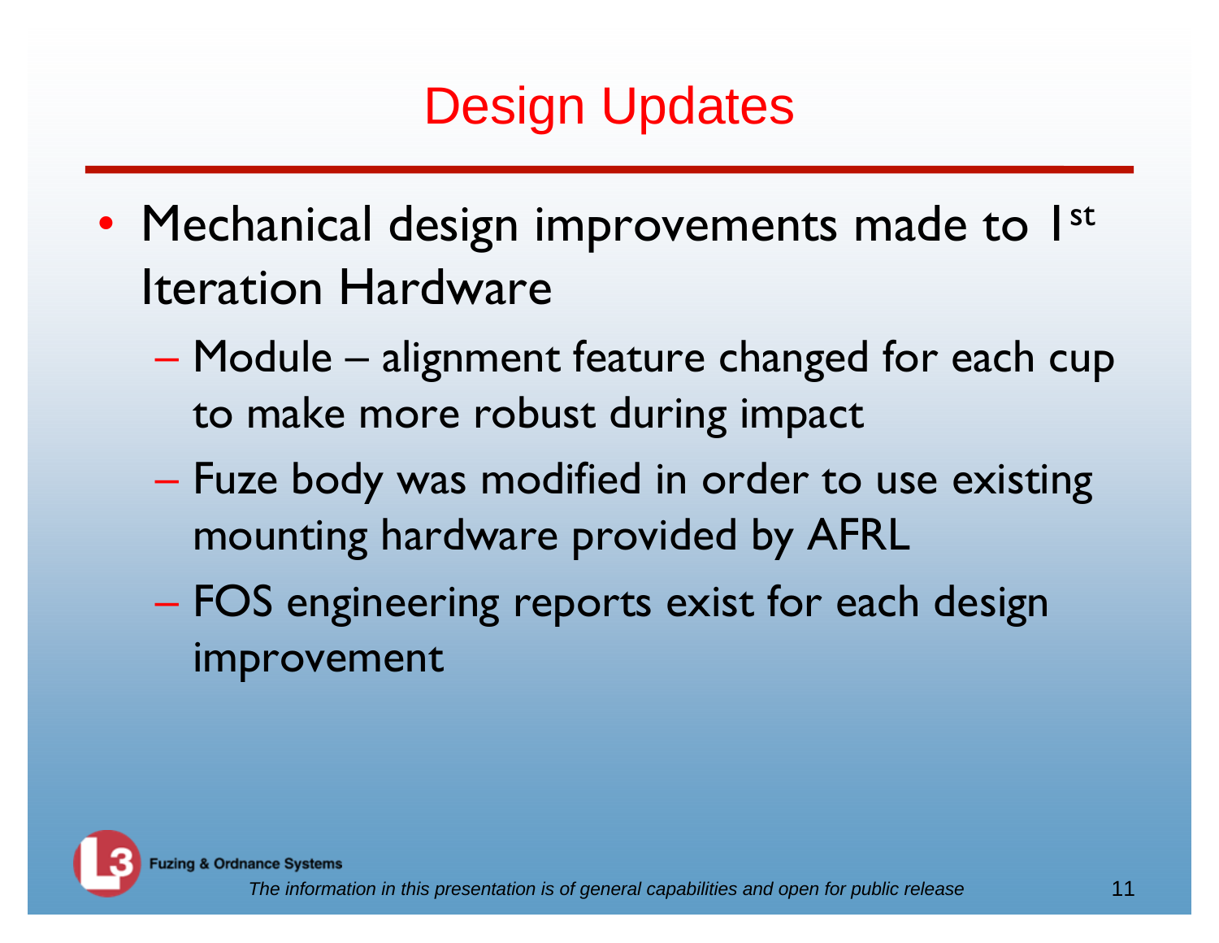# Design Updates

- Mechanical design improvements made to 1st Iteration Hardware
  - Module – alignment feature changed for each cup to make more robust during impact
  - Fuze body was modified in order to use existing mounting hardware provided by AFRL
  - FOS engineering reports exist for each design improvement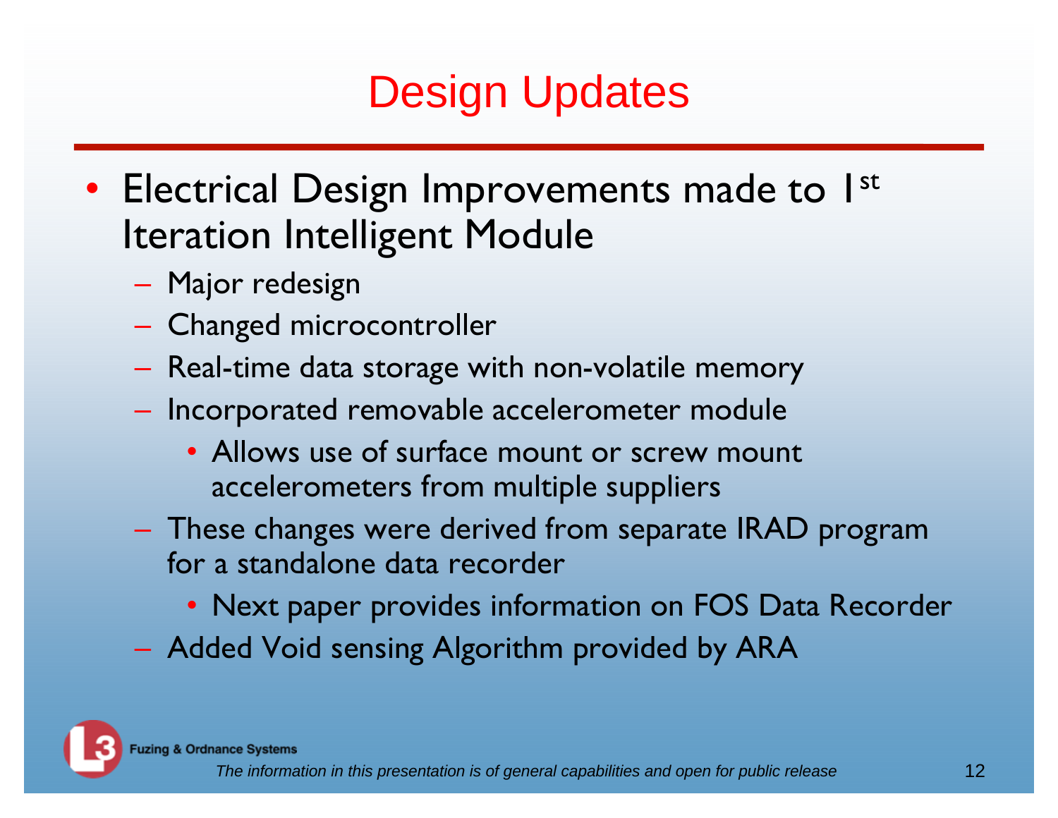# Design Updates

- Electrical Design Improvements made to 1st Iteration Intelligent Module
  - Major redesign
  - Changed microcontroller
  - Real-time data storage with non-volatile memory
  - Incorporated removable accelerometer module
    - Allows use of surface mount or screw mount accelerometers from multiple suppliers
  - These changes were derived from separate IRAD program for a standalone data recorder
    - Next paper provides information on FOS Data Recorder
  - Added Void sensing Algorithm provided by ARA

Fuzing & Ordnance Systems

*The information in this presentation is of general capabilities and open for public release*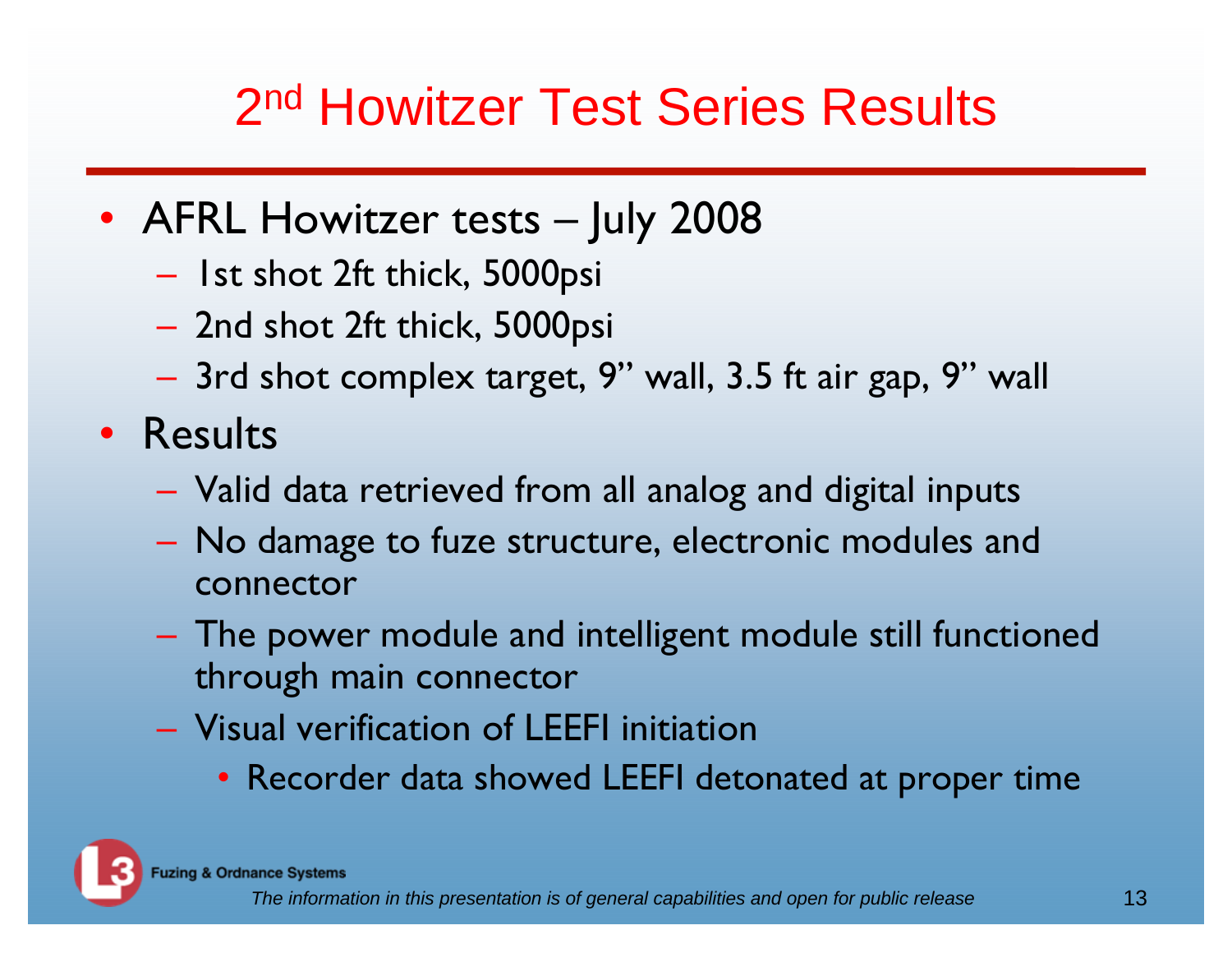# 2nd Howitzer Test Series Results

- AFRL Howitzer tests – July 2008
  - 1st shot 2ft thick, 5000psi
  - 2nd shot 2ft thick, 5000psi
  - 3rd shot complex target, 9” wall, 3.5 ft air gap, 9” wall
- Results
  - Valid data retrieved from all analog and digital inputs
  - No damage to fuze structure, electronic modules and connector
  - The power module and intelligent module still functioned through main connector
  - Visual verification of LEEFI initiation
    - Recorder data showed LEEFI detonated at proper time

Fuzing & Ordnance Systems

*The information in this presentation is of general capabilities and open for public release*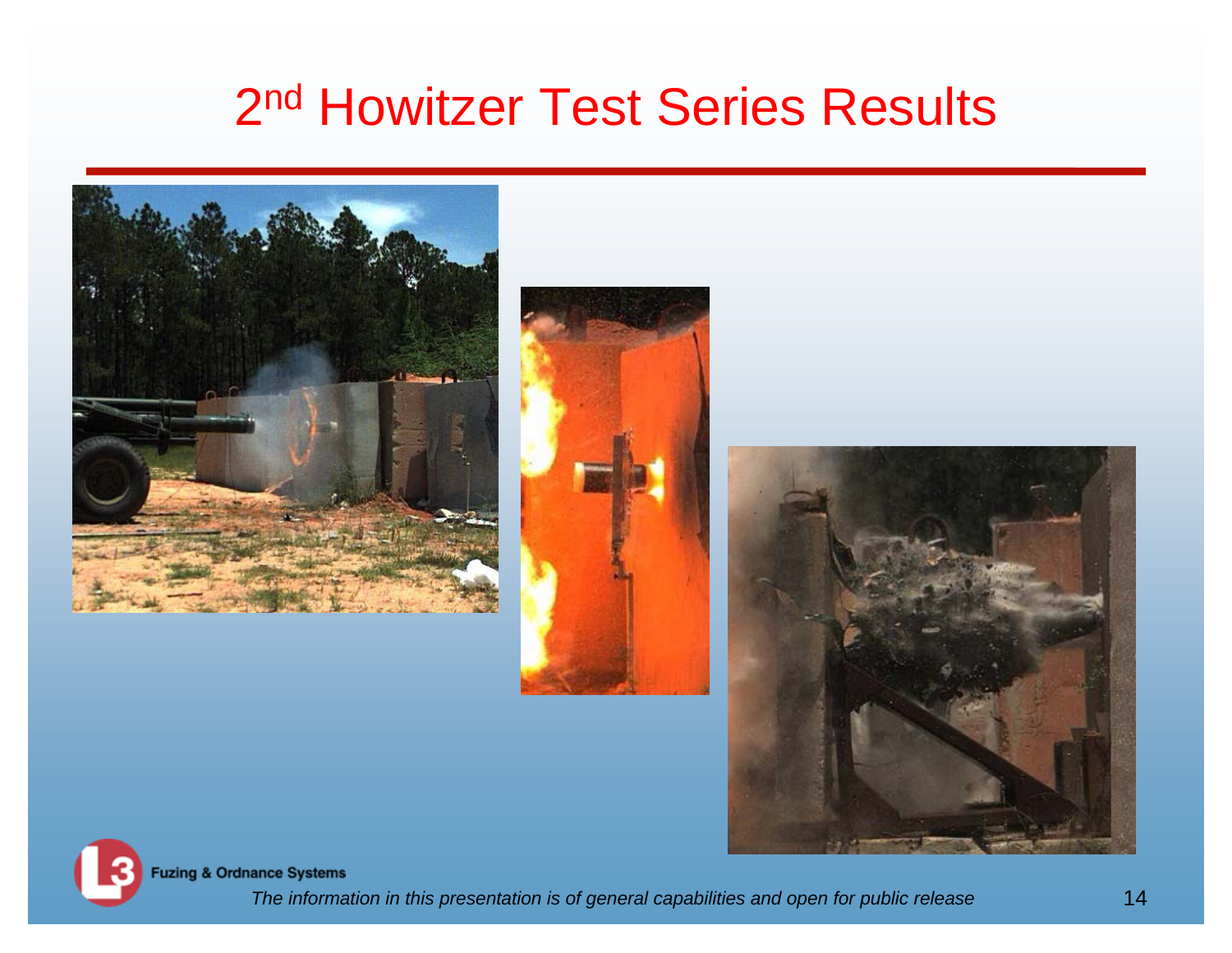# 2nd Howitzer Test Series Results

Fuzing & Ordnance Systems

*The information in this presentation is of general capabilities and open for public release*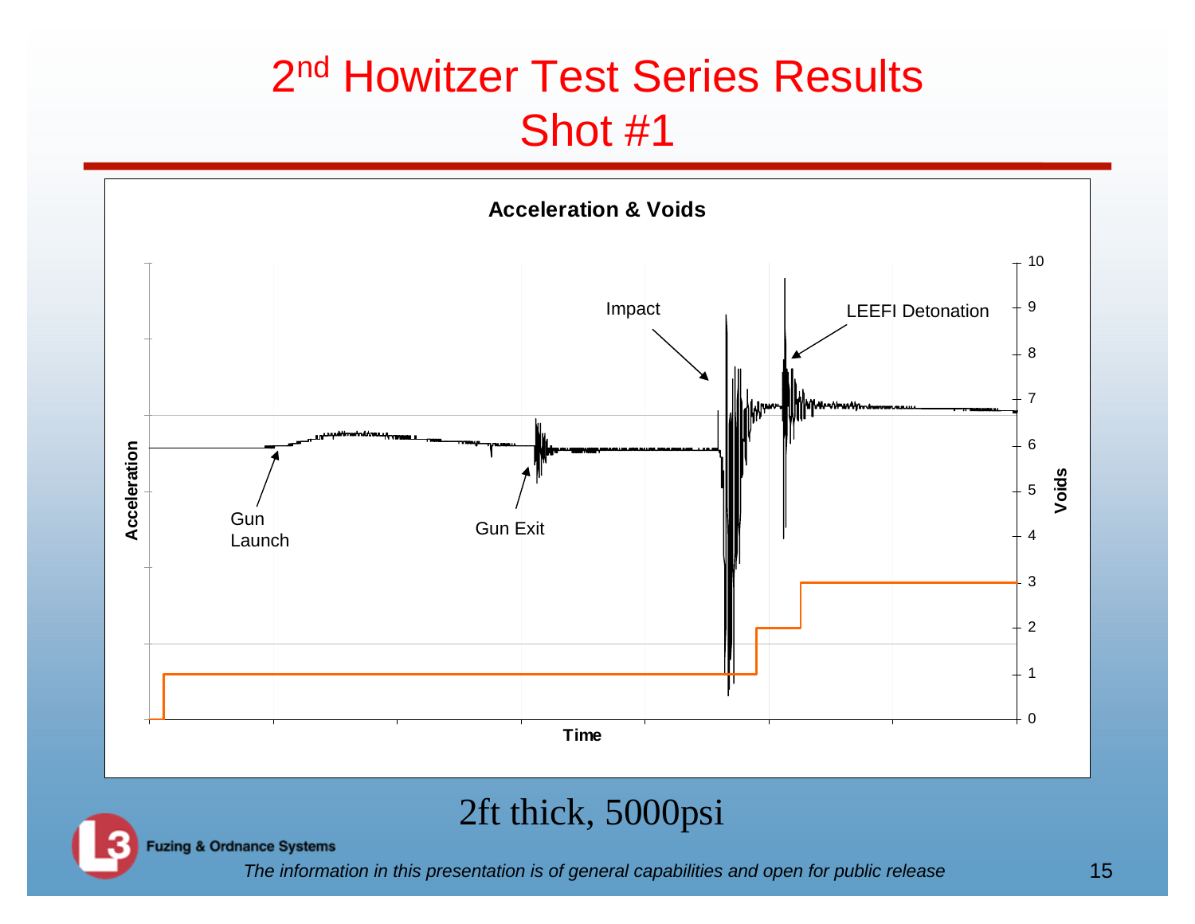# 2nd Howitzer Test Series Results
# Shot #1

**Acceleration & Voids**

Gun Launch

Gun Exit

Impact

LEEFI Detonation

Acceleration

Voids

Time

2ft thick, 5000psi

Fuzing & Ordnance Systems

*The information in this presentation is of general capabilities and open for public release*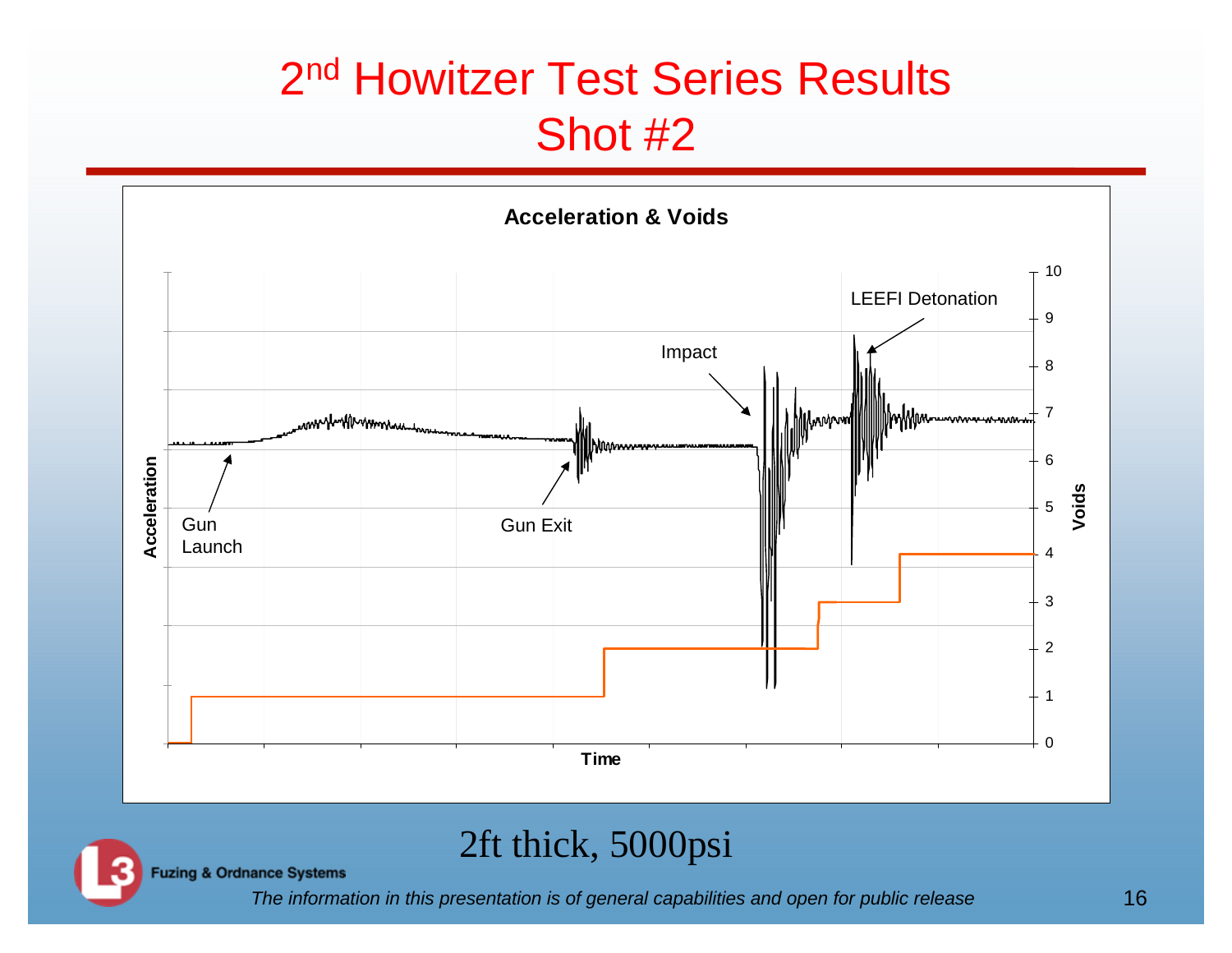# 2nd Howitzer Test Series Results Shot #2

**Acceleration & Voids**

Gun Launch

Gun Exit

Impact

LEEFI Detonation

Acceleration

Voids

Time

2ft thick, 5000psi

Fuzing & Ordnance Systems

*The information in this presentation is of general capabilities and open for public release*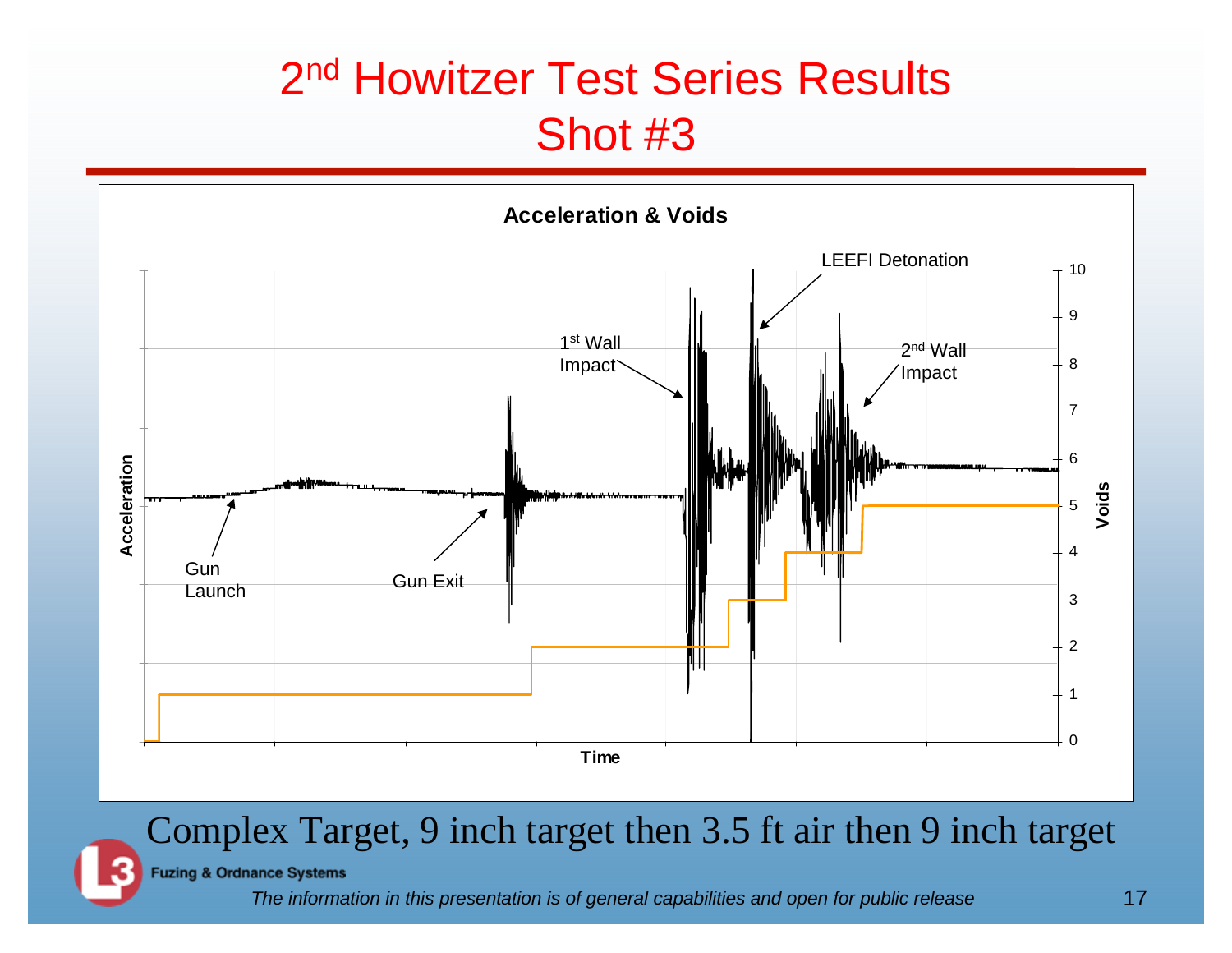# 2nd Howitzer Test Series Results
## Shot #3

**Acceleration & Voids**

Gun Launch

Gun Exit

1st Wall Impact

LEEFI Detonation

2nd Wall Impact

Acceleration

Voids

Time

Complex Target, 9 inch target then 3.5 ft air then 9 inch target

Fuzing & Ordnance Systems

*The information in this presentation is of general capabilities and open for public release*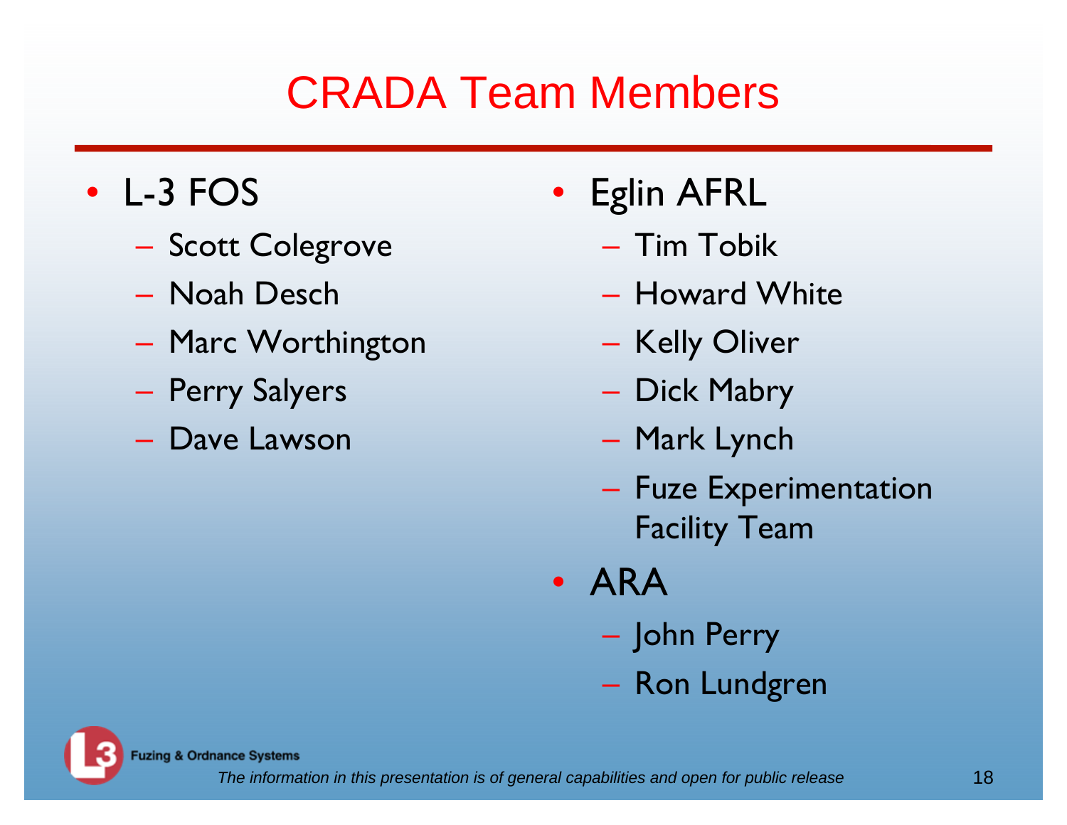# CRADA Team Members

- L-3 FOS
  - Scott Colegrove
  - Noah Desch
  - Marc Worthington
  - Perry Salyers
  - Dave Lawson
- Eglin AFRL
  - Tim Tobik
  - Howard White
  - Kelly Oliver
  - Dick Mabry
  - Mark Lynch
  - Fuze Experimentation Facility Team
- ARA
  - John Perry
  - Ron Lundgren

Fuzing & Ordnance Systems

*The information in this presentation is of general capabilities and open for public release*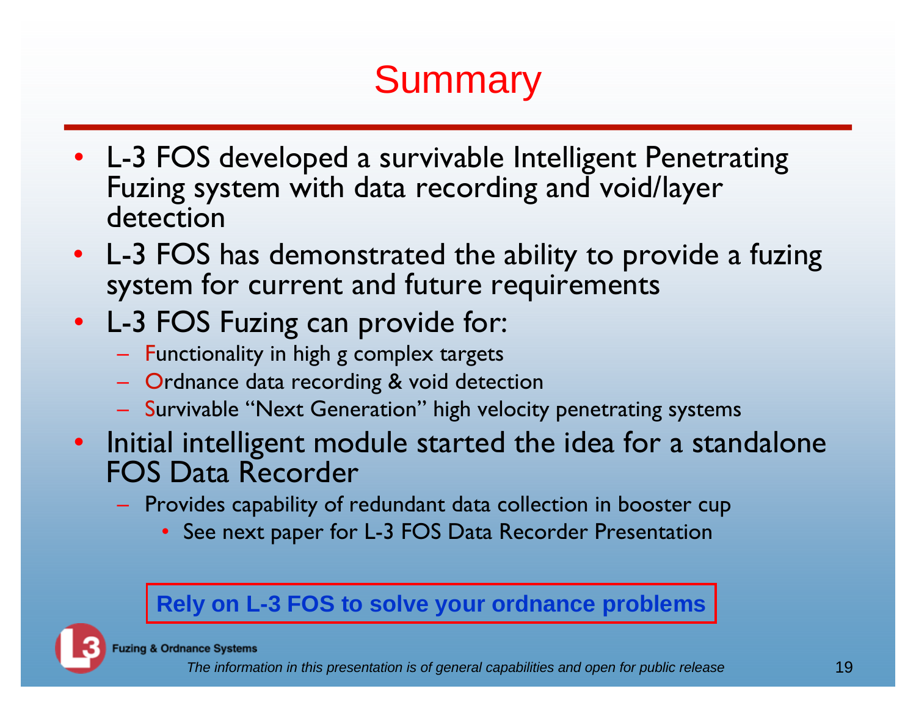# Summary

- L-3 FOS developed a survivable Intelligent Penetrating Fuzing system with data recording and void/layer detection
- L-3 FOS has demonstrated the ability to provide a fuzing system for current and future requirements
- L-3 FOS Fuzing can provide for:
  - Functionality in high g complex targets
  - Ordnance data recording & void detection
  - Survivable "Next Generation" high velocity penetrating systems
- Initial intelligent module started the idea for a standalone FOS Data Recorder
  - Provides capability of redundant data collection in booster cup
    - See next paper for L-3 FOS Data Recorder Presentation

**Rely on L-3 FOS to solve your ordnance problems**

Fuzing & Ordnance Systems

*The information in this presentation is of general capabilities and open for public release*